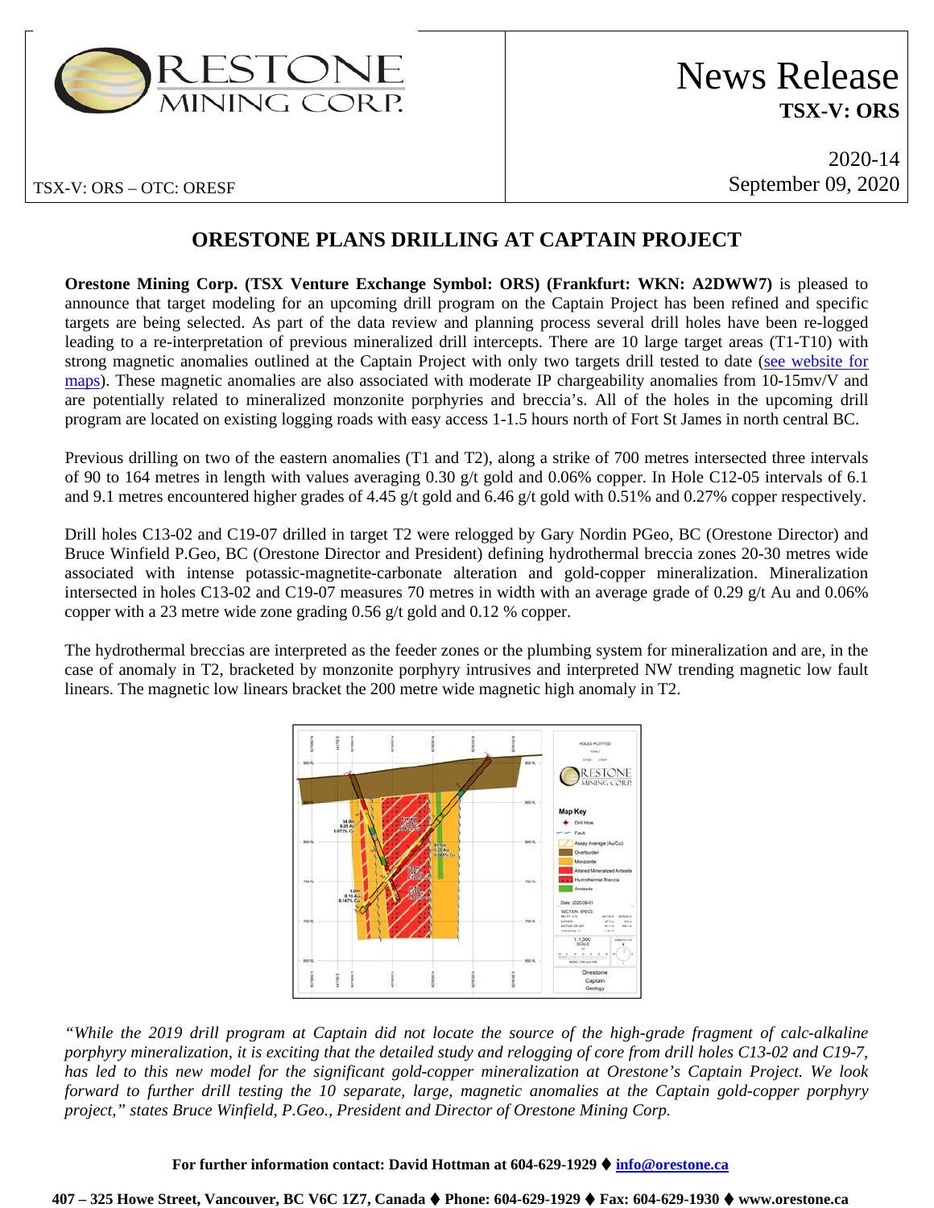ORESTONE MINING CORP.

# News Release

**TSX-V: ORS**

2020-14
September 09, 2020

TSX-V: ORS – OTC: ORESF

## ORESTONE PLANS DRILLING AT CAPTAIN PROJECT

**Orestone Mining Corp. (TSX Venture Exchange Symbol: ORS) (Frankfurt: WKN: A2DWW7)** is pleased to announce that target modeling for an upcoming drill program on the Captain Project has been refined and specific targets are being selected. As part of the data review and planning process several drill holes have been re-logged leading to a re-interpretation of previous mineralized drill intercepts. There are 10 large target areas (T1-T10) with strong magnetic anomalies outlined at the Captain Project with only two targets drill tested to date (see website for maps). These magnetic anomalies are also associated with moderate IP chargeability anomalies from 10-15mv/V and are potentially related to mineralized monzonite porphyries and breccia's. All of the holes in the upcoming drill program are located on existing logging roads with easy access 1-1.5 hours north of Fort St James in north central BC.

Previous drilling on two of the eastern anomalies (T1 and T2), along a strike of 700 metres intersected three intervals of 90 to 164 metres in length with values averaging 0.30 g/t gold and 0.06% copper. In Hole C12-05 intervals of 6.1 and 9.1 metres encountered higher grades of 4.45 g/t gold and 6.46 g/t gold with 0.51% and 0.27% copper respectively.

Drill holes C13-02 and C19-07 drilled in target T2 were relogged by Gary Nordin PGeo, BC (Orestone Director) and Bruce Winfield P.Geo, BC (Orestone Director and President) defining hydrothermal breccia zones 20-30 metres wide associated with intense potassic-magnetite-carbonate alteration and gold-copper mineralization. Mineralization intersected in holes C13-02 and C19-07 measures 70 metres in width with an average grade of 0.29 g/t Au and 0.06% copper with a 23 metre wide zone grading 0.56 g/t gold and 0.12 % copper.

The hydrothermal breccias are interpreted as the feeder zones or the plumbing system for mineralization and are, in the case of anomaly in T2, bracketed by monzonite porphyry intrusives and interpreted NW trending magnetic low fault linears. The magnetic low linears bracket the 200 metre wide magnetic high anomaly in T2.

*"While the 2019 drill program at Captain did not locate the source of the high-grade fragment of calc-alkaline porphyry mineralization, it is exciting that the detailed study and relogging of core from drill holes C13-02 and C19-7, has led to this new model for the significant gold-copper mineralization at Orestone's Captain Project. We look forward to further drill testing the 10 separate, large, magnetic anomalies at the Captain gold-copper porphyry project," states Bruce Winfield, P.Geo., President and Director of Orestone Mining Corp.*

**For further information contact: David Hottman at 604-629-1929 ♦ info@orestone.ca**

**407 – 325 Howe Street, Vancouver, BC V6C 1Z7, Canada ♦ Phone: 604-629-1929 ♦ Fax: 604-629-1930 ♦ www.orestone.ca**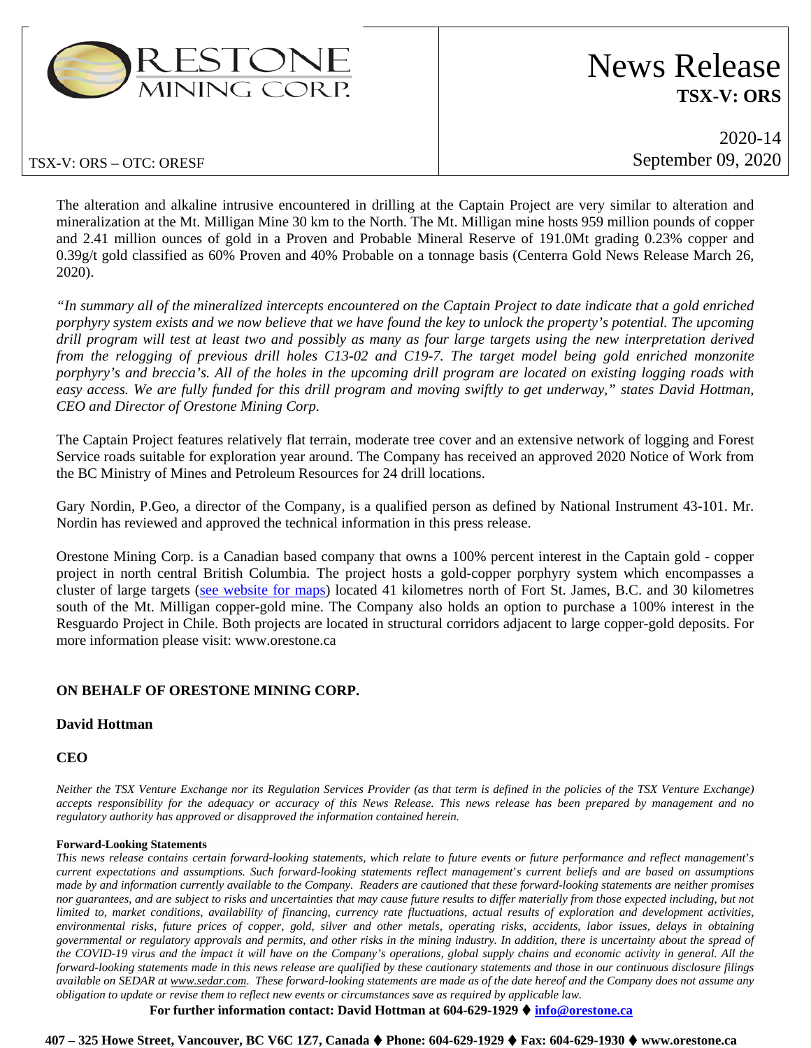The alteration and alkaline intrusive encountered in drilling at the Captain Project are very similar to alteration and mineralization at the Mt. Milligan Mine 30 km to the North. The Mt. Milligan mine hosts 959 million pounds of copper and 2.41 million ounces of gold in a Proven and Probable Mineral Reserve of 191.0Mt grading 0.23% copper and 0.39g/t gold classified as 60% Proven and 40% Probable on a tonnage basis (Centerra Gold News Release March 26, 2020).

*"In summary all of the mineralized intercepts encountered on the Captain Project to date indicate that a gold enriched porphyry system exists and we now believe that we have found the key to unlock the property's potential. The upcoming drill program will test at least two and possibly as many as four large targets using the new interpretation derived from the relogging of previous drill holes C13-02 and C19-7. The target model being gold enriched monzonite porphyry's and breccia's. All of the holes in the upcoming drill program are located on existing logging roads with easy access. We are fully funded for this drill program and moving swiftly to get underway," states David Hottman, CEO and Director of Orestone Mining Corp.*

The Captain Project features relatively flat terrain, moderate tree cover and an extensive network of logging and Forest Service roads suitable for exploration year around. The Company has received an approved 2020 Notice of Work from the BC Ministry of Mines and Petroleum Resources for 24 drill locations.

Gary Nordin, P.Geo, a director of the Company, is a qualified person as defined by National Instrument 43-101. Mr. Nordin has reviewed and approved the technical information in this press release.

Orestone Mining Corp. is a Canadian based company that owns a 100% percent interest in the Captain gold - copper project in north central British Columbia. The project hosts a gold-copper porphyry system which encompasses a cluster of large targets (see website for maps) located 41 kilometres north of Fort St. James, B.C. and 30 kilometres south of the Mt. Milligan copper-gold mine. The Company also holds an option to purchase a 100% interest in the Resguardo Project in Chile. Both projects are located in structural corridors adjacent to large copper-gold deposits. For more information please visit: www.orestone.ca

**ON BEHALF OF ORESTONE MINING CORP.**

**David Hottman**

**CEO**

*Neither the TSX Venture Exchange nor its Regulation Services Provider (as that term is defined in the policies of the TSX Venture Exchange) accepts responsibility for the adequacy or accuracy of this News Release. This news release has been prepared by management and no regulatory authority has approved or disapproved the information contained herein.*

**Forward-Looking Statements**

*This news release contains certain forward-looking statements, which relate to future events or future performance and reflect management's current expectations and assumptions. Such forward-looking statements reflect management's current beliefs and are based on assumptions made by and information currently available to the Company. Readers are cautioned that these forward-looking statements are neither promises nor guarantees, and are subject to risks and uncertainties that may cause future results to differ materially from those expected including, but not limited to, market conditions, availability of financing, currency rate fluctuations, actual results of exploration and development activities, environmental risks, future prices of copper, gold, silver and other metals, operating risks, accidents, labor issues, delays in obtaining governmental or regulatory approvals and permits, and other risks in the mining industry. In addition, there is uncertainty about the spread of the COVID-19 virus and the impact it will have on the Company's operations, global supply chains and economic activity in general. All the forward-looking statements made in this news release are qualified by these cautionary statements and those in our continuous disclosure filings available on SEDAR at www.sedar.com. These forward-looking statements are made as of the date hereof and the Company does not assume any obligation to update or revise them to reflect new events or circumstances save as required by applicable law.*

**For further information contact: David Hottman at 604-629-1929 ♦ info@orestone.ca**

**407 – 325 Howe Street, Vancouver, BC V6C 1Z7, Canada ♦ Phone: 604-629-1929 ♦ Fax: 604-629-1930 ♦ www.orestone.ca**